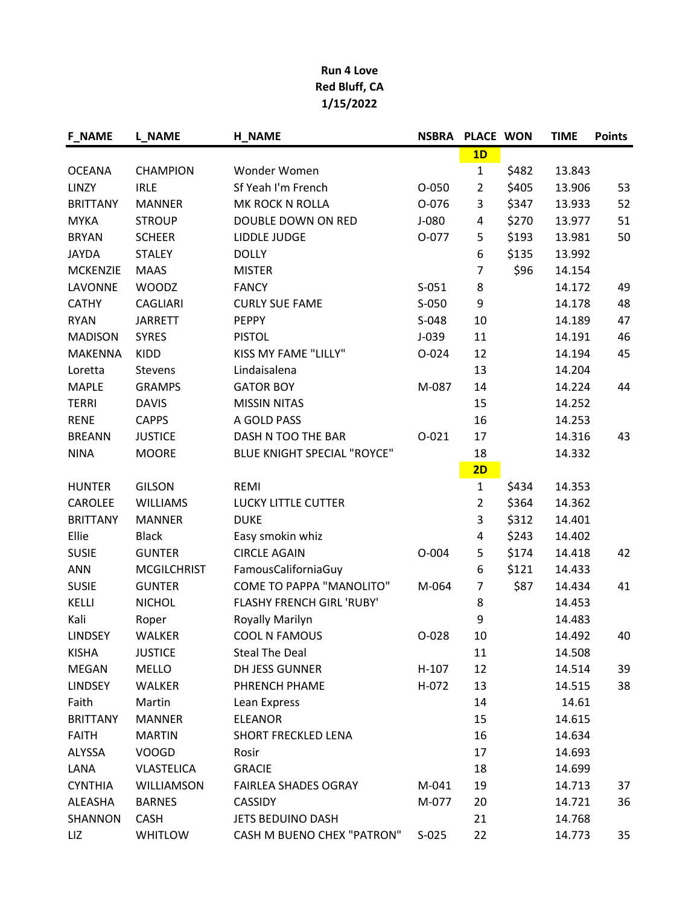**Run 4 Love**
**Red Bluff, CA**
**1/15/2022**

| F_NAME | L_NAME | H_NAME | NSBRA | PLACE | WON | TIME | Points |
|---|---|---|---|---|---|---|---|
| | | | | **1D** | | | |
| OCEANA | CHAMPION | Wonder Women | | 1 | $482 | 13.843 | |
| LINZY | IRLE | Sf Yeah I'm French | O-050 | 2 | $405 | 13.906 | 53 |
| BRITTANY | MANNER | MK ROCK N ROLLA | O-076 | 3 | $347 | 13.933 | 52 |
| MYKA | STROUP | DOUBLE DOWN ON RED | J-080 | 4 | $270 | 13.977 | 51 |
| BRYAN | SCHEER | LIDDLE JUDGE | O-077 | 5 | $193 | 13.981 | 50 |
| JAYDA | STALEY | DOLLY | | 6 | $135 | 13.992 | |
| MCKENZIE | MAAS | MISTER | | 7 | $96 | 14.154 | |
| LAVONNE | WOODZ | FANCY | S-051 | 8 | | 14.172 | 49 |
| CATHY | CAGLIARI | CURLY SUE FAME | S-050 | 9 | | 14.178 | 48 |
| RYAN | JARRETT | PEPPY | S-048 | 10 | | 14.189 | 47 |
| MADISON | SYRES | PISTOL | J-039 | 11 | | 14.191 | 46 |
| MAKENNA | KIDD | KISS MY FAME "LILLY" | O-024 | 12 | | 14.194 | 45 |
| Loretta | Stevens | Lindaisalena | | 13 | | 14.204 | |
| MAPLE | GRAMPS | GATOR BOY | M-087 | 14 | | 14.224 | 44 |
| TERRI | DAVIS | MISSIN NITAS | | 15 | | 14.252 | |
| RENE | CAPPS | A GOLD PASS | | 16 | | 14.253 | |
| BREANN | JUSTICE | DASH N TOO THE BAR | O-021 | 17 | | 14.316 | 43 |
| NINA | MOORE | BLUE KNIGHT SPECIAL "ROYCE" | | 18 | | 14.332 | |
| | | | | **2D** | | | |
| HUNTER | GILSON | REMI | | 1 | $434 | 14.353 | |
| CAROLEE | WILLIAMS | LUCKY LITTLE CUTTER | | 2 | $364 | 14.362 | |
| BRITTANY | MANNER | DUKE | | 3 | $312 | 14.401 | |
| Ellie | Black | Easy smokin whiz | | 4 | $243 | 14.402 | |
| SUSIE | GUNTER | CIRCLE AGAIN | O-004 | 5 | $174 | 14.418 | 42 |
| ANN | MCGILCHRIST | FamousCaliforniaGuy | | 6 | $121 | 14.433 | |
| SUSIE | GUNTER | COME TO PAPPA "MANOLITO" | M-064 | 7 | $87 | 14.434 | 41 |
| KELLI | NICHOL | FLASHY FRENCH GIRL 'RUBY' | | 8 | | 14.453 | |
| Kali | Roper | Royally Marilyn | | 9 | | 14.483 | |
| LINDSEY | WALKER | COOL N FAMOUS | O-028 | 10 | | 14.492 | 40 |
| KISHA | JUSTICE | Steal The Deal | | 11 | | 14.508 | |
| MEGAN | MELLO | DH JESS GUNNER | H-107 | 12 | | 14.514 | 39 |
| LINDSEY | WALKER | PHRENCH PHAME | H-072 | 13 | | 14.515 | 38 |
| Faith | Martin | Lean Express | | 14 | | 14.61 | |
| BRITTANY | MANNER | ELEANOR | | 15 | | 14.615 | |
| FAITH | MARTIN | SHORT FRECKLED LENA | | 16 | | 14.634 | |
| ALYSSA | VOOGD | Rosir | | 17 | | 14.693 | |
| LANA | VLASTELICA | GRACIE | | 18 | | 14.699 | |
| CYNTHIA | WILLIAMSON | FAIRLEA SHADES OGRAY | M-041 | 19 | | 14.713 | 37 |
| ALEASHA | BARNES | CASSIDY | M-077 | 20 | | 14.721 | 36 |
| SHANNON | CASH | JETS BEDUINO DASH | | 21 | | 14.768 | |
| LIZ | WHITLOW | CASH M BUENO CHEX "PATRON" | S-025 | 22 | | 14.773 | 35 |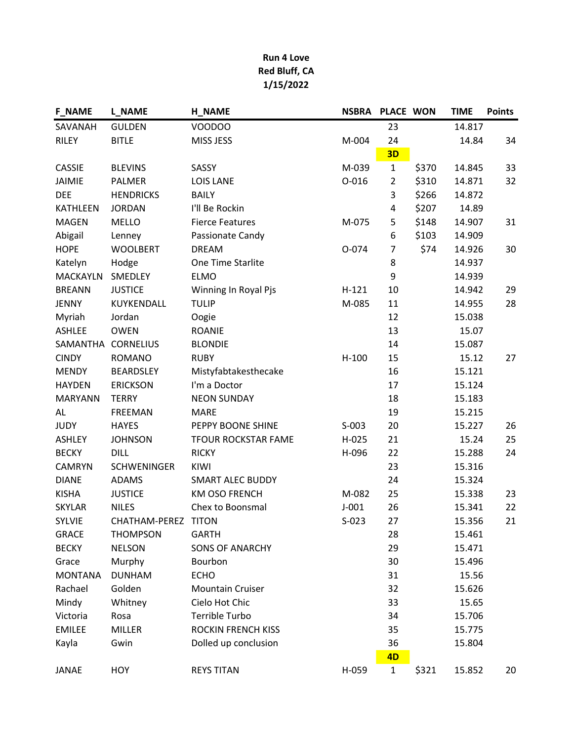**Run 4 Love**
**Red Bluff, CA**
**1/15/2022**

| F_NAME | L_NAME | H_NAME | NSBRA | PLACE | WON | TIME | Points |
|---|---|---|---|---|---|---|---|
| SAVANAH | GULDEN | VOODOO | | 23 | | 14.817 | |
| RILEY | BITLE | MISS JESS | M-004 | 24 | | 14.84 | 34 |
| | | | | **3D** | | | |
| CASSIE | BLEVINS | SASSY | M-039 | 1 | $370 | 14.845 | 33 |
| JAIMIE | PALMER | LOIS LANE | O-016 | 2 | $310 | 14.871 | 32 |
| DEE | HENDRICKS | BAILY | | 3 | $266 | 14.872 | |
| KATHLEEN | JORDAN | I'll Be Rockin | | 4 | $207 | 14.89 | |
| MAGEN | MELLO | Fierce Features | M-075 | 5 | $148 | 14.907 | 31 |
| Abigail | Lenney | Passionate Candy | | 6 | $103 | 14.909 | |
| HOPE | WOOLBERT | DREAM | O-074 | 7 | $74 | 14.926 | 30 |
| Katelyn | Hodge | One Time Starlite | | 8 | | 14.937 | |
| MACKAYLN | SMEDLEY | ELMO | | 9 | | 14.939 | |
| BREANN | JUSTICE | Winning In Royal Pjs | H-121 | 10 | | 14.942 | 29 |
| JENNY | KUYKENDALL | TULIP | M-085 | 11 | | 14.955 | 28 |
| Myriah | Jordan | Oogie | | 12 | | 15.038 | |
| ASHLEE | OWEN | ROANIE | | 13 | | 15.07 | |
| SAMANTHA | CORNELIUS | BLONDIE | | 14 | | 15.087 | |
| CINDY | ROMANO | RUBY | H-100 | 15 | | 15.12 | 27 |
| MENDY | BEARDSLEY | Mistyfabtakesthecake | | 16 | | 15.121 | |
| HAYDEN | ERICKSON | I'm a Doctor | | 17 | | 15.124 | |
| MARYANN | TERRY | NEON SUNDAY | | 18 | | 15.183 | |
| AL | FREEMAN | MARE | | 19 | | 15.215 | |
| JUDY | HAYES | PEPPY BOONE SHINE | S-003 | 20 | | 15.227 | 26 |
| ASHLEY | JOHNSON | TFOUR ROCKSTAR FAME | H-025 | 21 | | 15.24 | 25 |
| BECKY | DILL | RICKY | H-096 | 22 | | 15.288 | 24 |
| CAMRYN | SCHWENINGER | KIWI | | 23 | | 15.316 | |
| DIANE | ADAMS | SMART ALEC BUDDY | | 24 | | 15.324 | |
| KISHA | JUSTICE | KM OSO FRENCH | M-082 | 25 | | 15.338 | 23 |
| SKYLAR | NILES | Chex to Boonsmal | J-001 | 26 | | 15.341 | 22 |
| SYLVIE | CHATHAM-PEREZ | TITON | S-023 | 27 | | 15.356 | 21 |
| GRACE | THOMPSON | GARTH | | 28 | | 15.461 | |
| BECKY | NELSON | SONS OF ANARCHY | | 29 | | 15.471 | |
| Grace | Murphy | Bourbon | | 30 | | 15.496 | |
| MONTANA | DUNHAM | ECHO | | 31 | | 15.56 | |
| Rachael | Golden | Mountain Cruiser | | 32 | | 15.626 | |
| Mindy | Whitney | Cielo Hot Chic | | 33 | | 15.65 | |
| Victoria | Rosa | Terrible Turbo | | 34 | | 15.706 | |
| EMILEE | MILLER | ROCKIN FRENCH KISS | | 35 | | 15.775 | |
| Kayla | Gwin | Dolled up conclusion | | 36 | | 15.804 | |
| | | | | **4D** | | | |
| JANAE | HOY | REYS TITAN | H-059 | 1 | $321 | 15.852 | 20 |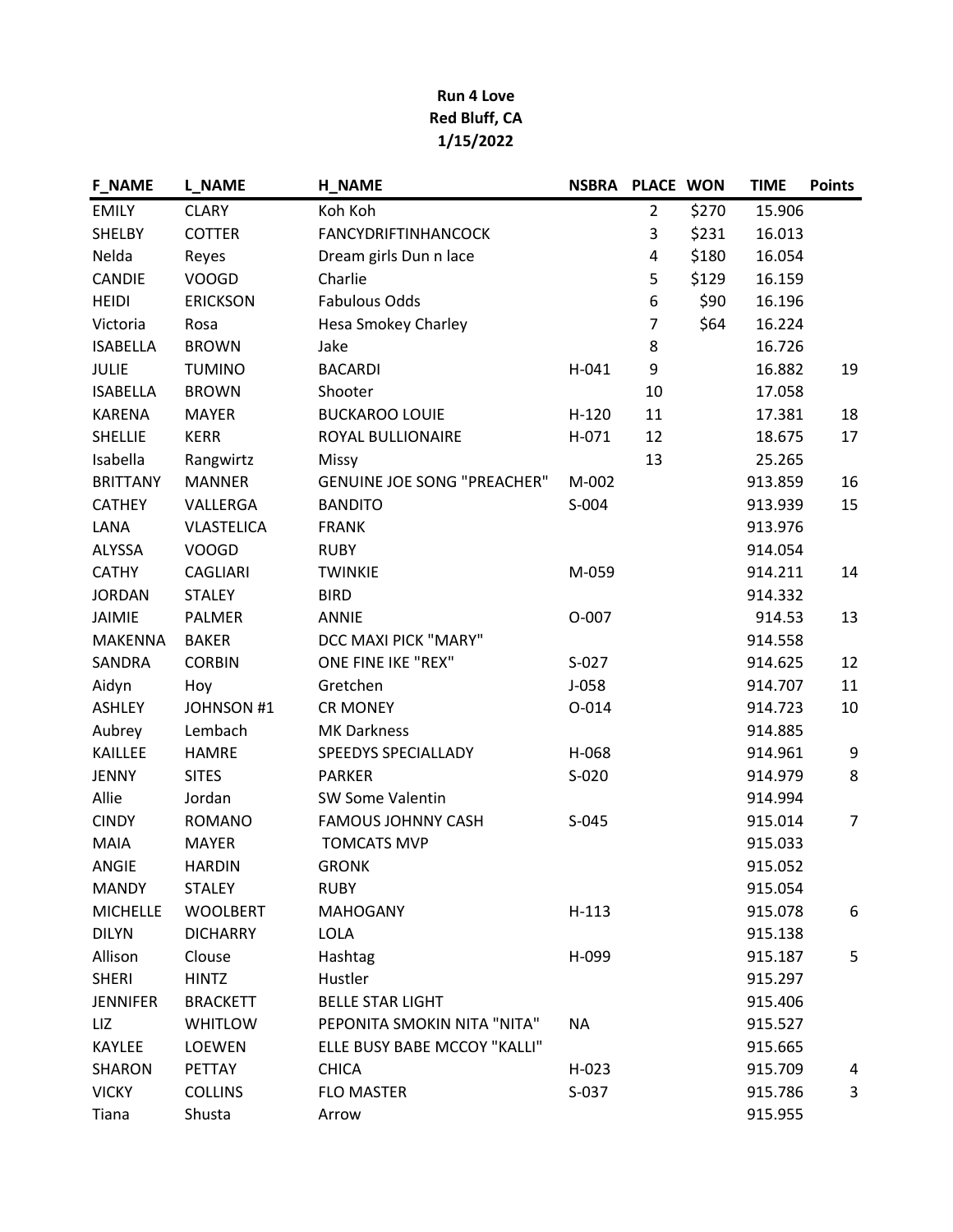**Run 4 Love**
**Red Bluff, CA**
**1/15/2022**

| F_NAME | L_NAME | H_NAME | NSBRA | PLACE | WON | TIME | Points |
|---|---|---|---|---|---|---|---|
| EMILY | CLARY | Koh Koh | | 2 | $270 | 15.906 | |
| SHELBY | COTTER | FANCYDRIFTINHANCOCK | | 3 | $231 | 16.013 | |
| Nelda | Reyes | Dream girls Dun n lace | | 4 | $180 | 16.054 | |
| CANDIE | VOOGD | Charlie | | 5 | $129 | 16.159 | |
| HEIDI | ERICKSON | Fabulous Odds | | 6 | $90 | 16.196 | |
| Victoria | Rosa | Hesa Smokey Charley | | 7 | $64 | 16.224 | |
| ISABELLA | BROWN | Jake | | 8 | | 16.726 | |
| JULIE | TUMINO | BACARDI | H-041 | 9 | | 16.882 | 19 |
| ISABELLA | BROWN | Shooter | | 10 | | 17.058 | |
| KARENA | MAYER | BUCKAROO LOUIE | H-120 | 11 | | 17.381 | 18 |
| SHELLIE | KERR | ROYAL BULLIONAIRE | H-071 | 12 | | 18.675 | 17 |
| Isabella | Rangwirtz | Missy | | 13 | | 25.265 | |
| BRITTANY | MANNER | GENUINE JOE SONG "PREACHER" | M-002 | | | 913.859 | 16 |
| CATHEY | VALLERGA | BANDITO | S-004 | | | 913.939 | 15 |
| LANA | VLASTELICA | FRANK | | | | 913.976 | |
| ALYSSA | VOOGD | RUBY | | | | 914.054 | |
| CATHY | CAGLIARI | TWINKIE | M-059 | | | 914.211 | 14 |
| JORDAN | STALEY | BIRD | | | | 914.332 | |
| JAIMIE | PALMER | ANNIE | O-007 | | | 914.53 | 13 |
| MAKENNA | BAKER | DCC MAXI PICK "MARY" | | | | 914.558 | |
| SANDRA | CORBIN | ONE FINE IKE "REX" | S-027 | | | 914.625 | 12 |
| Aidyn | Hoy | Gretchen | J-058 | | | 914.707 | 11 |
| ASHLEY | JOHNSON #1 | CR MONEY | O-014 | | | 914.723 | 10 |
| Aubrey | Lembach | MK Darkness | | | | 914.885 | |
| KAILLEE | HAMRE | SPEEDYS SPECIALLADY | H-068 | | | 914.961 | 9 |
| JENNY | SITES | PARKER | S-020 | | | 914.979 | 8 |
| Allie | Jordan | SW Some Valentin | | | | 914.994 | |
| CINDY | ROMANO | FAMOUS JOHNNY CASH | S-045 | | | 915.014 | 7 |
| MAIA | MAYER | TOMCATS MVP | | | | 915.033 | |
| ANGIE | HARDIN | GRONK | | | | 915.052 | |
| MANDY | STALEY | RUBY | | | | 915.054 | |
| MICHELLE | WOOLBERT | MAHOGANY | H-113 | | | 915.078 | 6 |
| DILYN | DICHARRY | LOLA | | | | 915.138 | |
| Allison | Clouse | Hashtag | H-099 | | | 915.187 | 5 |
| SHERI | HINTZ | Hustler | | | | 915.297 | |
| JENNIFER | BRACKETT | BELLE STAR LIGHT | | | | 915.406 | |
| LIZ | WHITLOW | PEPONITA SMOKIN NITA "NITA" | NA | | | 915.527 | |
| KAYLEE | LOEWEN | ELLE BUSY BABE MCCOY "KALLI" | | | | 915.665 | |
| SHARON | PETTAY | CHICA | H-023 | | | 915.709 | 4 |
| VICKY | COLLINS | FLO MASTER | S-037 | | | 915.786 | 3 |
| Tiana | Shusta | Arrow | | | | 915.955 | |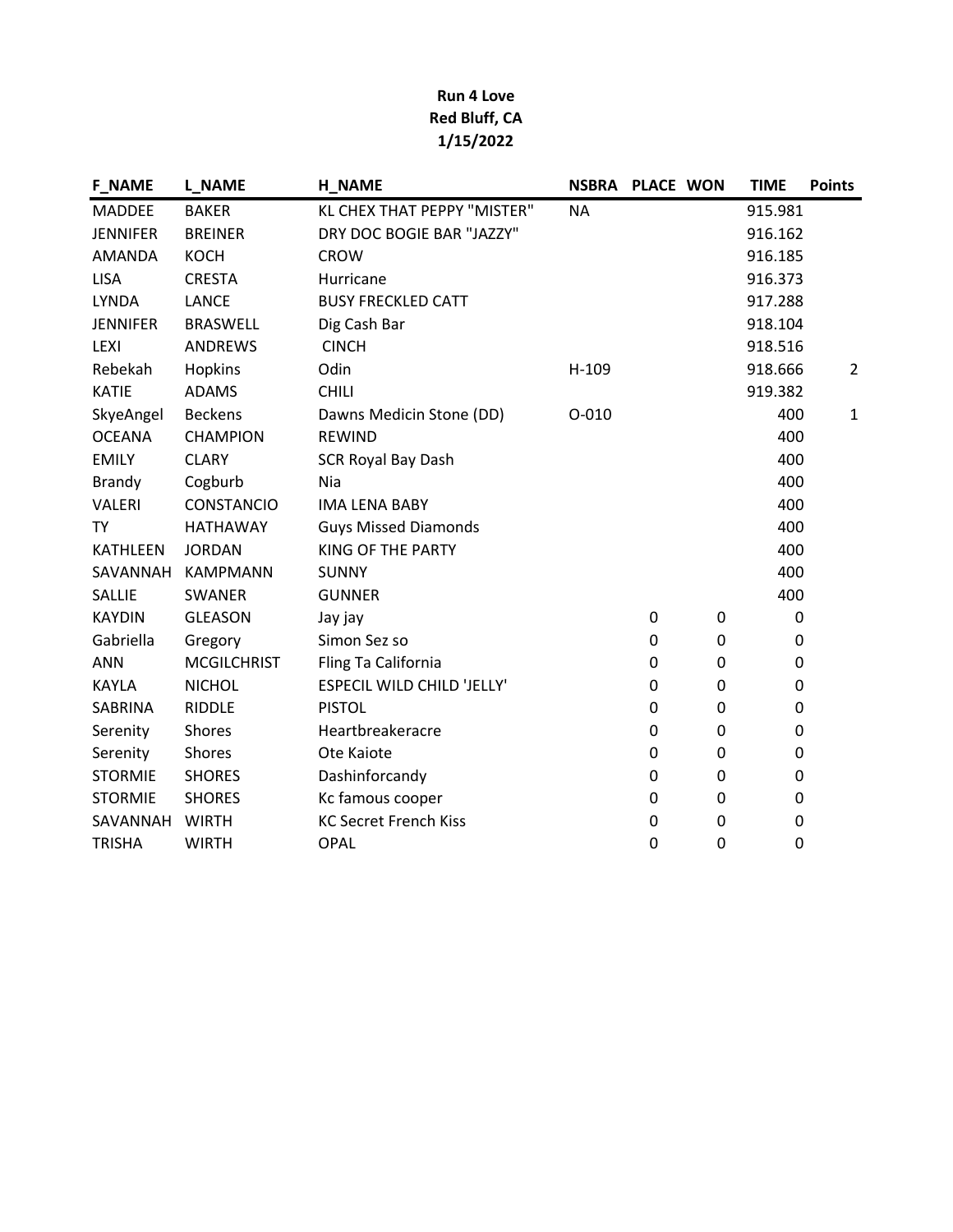**Run 4 Love**
**Red Bluff, CA**
**1/15/2022**

| F_NAME | L_NAME | H_NAME | NSBRA | PLACE | WON | TIME | Points |
|---|---|---|---|---|---|---|---|
| MADDEE | BAKER | KL CHEX THAT PEPPY "MISTER" | NA | | | 915.981 | |
| JENNIFER | BREINER | DRY DOC BOGIE BAR "JAZZY" | | | | 916.162 | |
| AMANDA | KOCH | CROW | | | | 916.185 | |
| LISA | CRESTA | Hurricane | | | | 916.373 | |
| LYNDA | LANCE | BUSY FRECKLED CATT | | | | 917.288 | |
| JENNIFER | BRASWELL | Dig Cash Bar | | | | 918.104 | |
| LEXI | ANDREWS | CINCH | | | | 918.516 | |
| Rebekah | Hopkins | Odin | H-109 | | | 918.666 | 2 |
| KATIE | ADAMS | CHILI | | | | 919.382 | |
| SkyeAngel | Beckens | Dawns Medicin Stone (DD) | O-010 | | | 400 | 1 |
| OCEANA | CHAMPION | REWIND | | | | 400 | |
| EMILY | CLARY | SCR Royal Bay Dash | | | | 400 | |
| Brandy | Cogburb | Nia | | | | 400 | |
| VALERI | CONSTANCIO | IMA LENA BABY | | | | 400 | |
| TY | HATHAWAY | Guys Missed Diamonds | | | | 400 | |
| KATHLEEN | JORDAN | KING OF THE PARTY | | | | 400 | |
| SAVANNAH | KAMPMANN | SUNNY | | | | 400 | |
| SALLIE | SWANER | GUNNER | | | | 400 | |
| KAYDIN | GLEASON | Jay jay | | 0 | 0 | 0 | |
| Gabriella | Gregory | Simon Sez so | | 0 | 0 | 0 | |
| ANN | MCGILCHRIST | Fling Ta California | | 0 | 0 | 0 | |
| KAYLA | NICHOL | ESPECIL WILD CHILD 'JELLY' | | 0 | 0 | 0 | |
| SABRINA | RIDDLE | PISTOL | | 0 | 0 | 0 | |
| Serenity | Shores | Heartbreakeracre | | 0 | 0 | 0 | |
| Serenity | Shores | Ote Kaiote | | 0 | 0 | 0 | |
| STORMIE | SHORES | Dashinforcandy | | 0 | 0 | 0 | |
| STORMIE | SHORES | Kc famous cooper | | 0 | 0 | 0 | |
| SAVANNAH | WIRTH | KC Secret French Kiss | | 0 | 0 | 0 | |
| TRISHA | WIRTH | OPAL | | 0 | 0 | 0 | |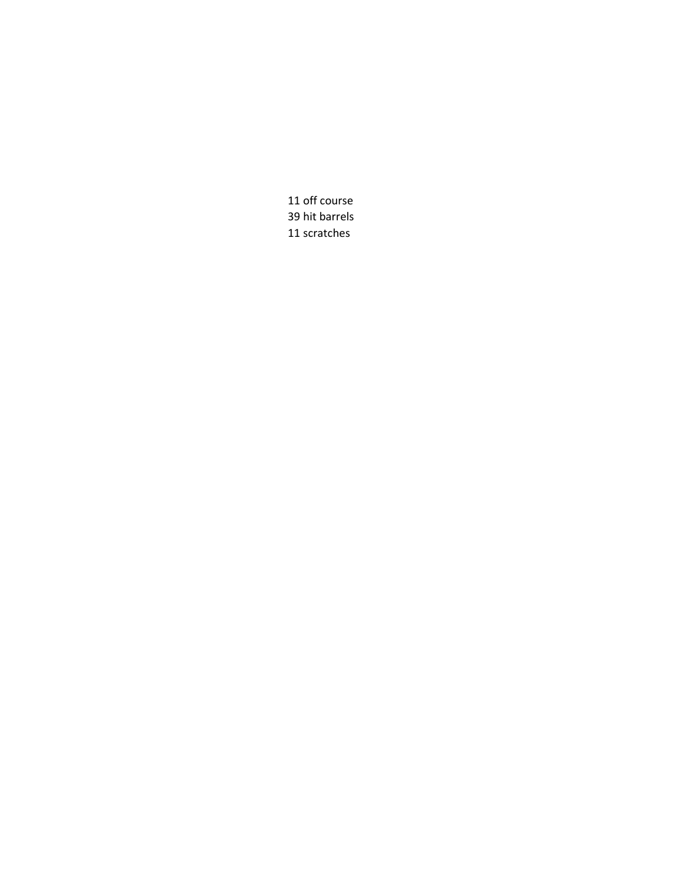11 off course
39 hit barrels
11 scratches